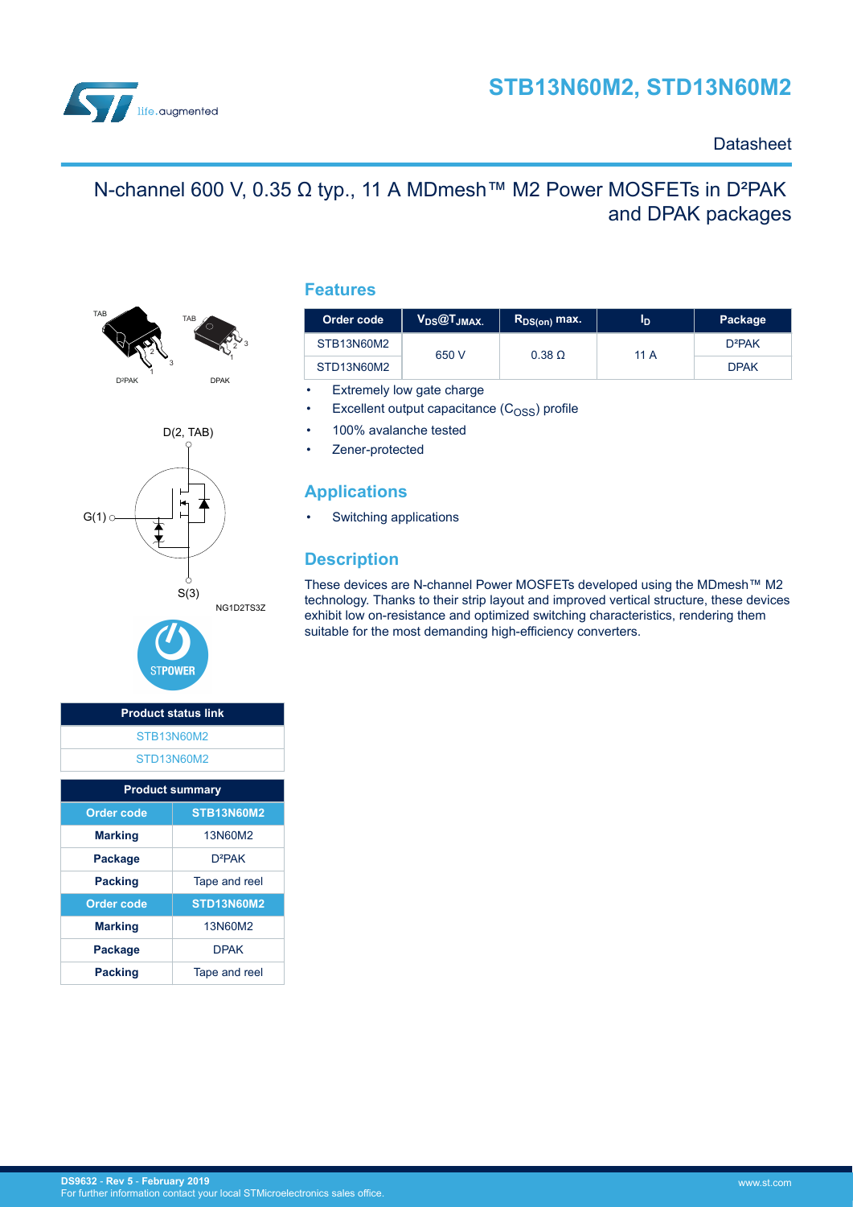# STB13N60M2, STD13N60M2

Datasheet

## N-channel 600 V, 0.35 Ω typ., 11 A MDmesh™ M2 Power MOSFETs in D²PAK and DPAK packages

TAB

D²PAK

DPAK

D(2, TAB)

G(1)

S(3)

NG1D2TS3Z

STPOWER

| Product status link |
|---|
| STB13N60M2 |
| STD13N60M2 |

| Product summary | |
|---|---|
| **Order code** | **STB13N60M2** |
| **Marking** | 13N60M2 |
| **Package** | D²PAK |
| **Packing** | Tape and reel |
| **Order code** | **STD13N60M2** |
| **Marking** | 13N60M2 |
| **Package** | DPAK |
| **Packing** | Tape and reel |

## Features

| Order code | $V_{DS}$@$T_{JMAX.}$ | $R_{DS(on)}$ max. | $I_D$ | Package |
|---|---|---|---|---|
| STB13N60M2 | 650 V | 0.38 Ω | 11 A | D²PAK |
| STD13N60M2 | | | | DPAK |

- Extremely low gate charge
- Excellent output capacitance ($C_{OSS}$) profile
- 100% avalanche tested
- Zener-protected

## Applications

- Switching applications

## Description

These devices are N-channel Power MOSFETs developed using the MDmesh™ M2 technology. Thanks to their strip layout and improved vertical structure, these devices exhibit low on-resistance and optimized switching characteristics, rendering them suitable for the most demanding high-efficiency converters.

DS9632 - Rev 5 - February 2019
For further information contact your local STMicroelectronics sales office.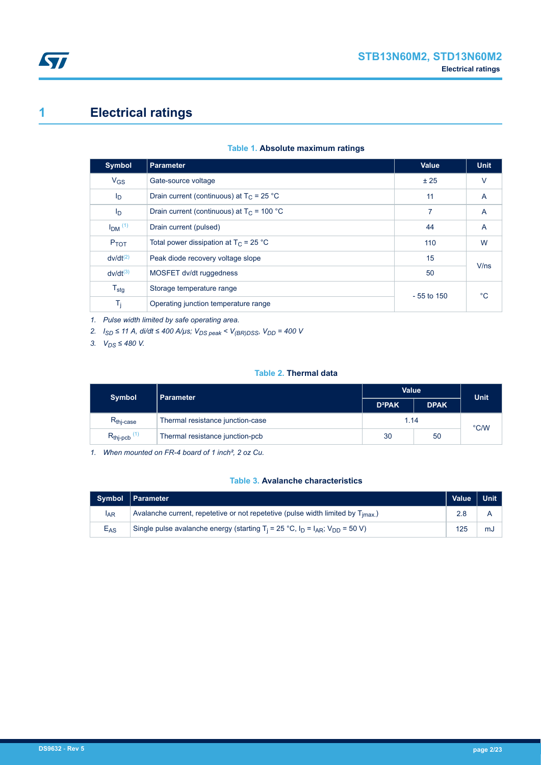# 1 Electrical ratings

**Table 1. Absolute maximum ratings**

| Symbol | Parameter | Value | Unit |
|---|---|---|---|
| $V_{GS}$ | Gate-source voltage | ± 25 | V |
| $I_D$ | Drain current (continuous) at $T_C$ = 25 °C | 11 | A |
| $I_D$ | Drain current (continuous) at $T_C$ = 100 °C | 7 | A |
| $I_{DM}$ [(1)] | Drain current (pulsed) | 44 | A |
| $P_{TOT}$ | Total power dissipation at $T_C$ = 25 °C | 110 | W |
| dv/dt[(2)] | Peak diode recovery voltage slope | 15 | V/ns |
| dv/dt[(3)] | MOSFET dv/dt ruggedness | 50 | V/ns |
| $T_{stg}$ | Storage temperature range | - 55 to 150 | °C |
| $T_j$ | Operating junction temperature range | - 55 to 150 | °C |

1. *Pulse width limited by safe operating area.*
2. *$I_{SD}$ ≤ 11 A, di/dt ≤ 400 A/μs; $V_{DS\ peak}$ < $V_{(BR)DSS}$, $V_{DD}$ = 400 V*
3. *$V_{DS}$ ≤ 480 V.*

**Table 2. Thermal data**

| Symbol | Parameter | Value | | Unit |
|---|---|---|---|---|
| | | D²PAK | DPAK | |
| $R_{thj-case}$ | Thermal resistance junction-case | 1.14 | | °C/W |
| $R_{thj-pcb}$ [(1)] | Thermal resistance junction-pcb | 30 | 50 | °C/W |

1. *When mounted on FR-4 board of 1 inch², 2 oz Cu.*

**Table 3. Avalanche characteristics**

| Symbol | Parameter | Value | Unit |
|---|---|---|---|
| $I_{AR}$ | Avalanche current, repetetive or not repetetive (pulse width limited by $T_{jmax.}$) | 2.8 | A |
| $E_{AS}$ | Single pulse avalanche energy (starting $T_j$ = 25 °C, $I_D$ = $I_{AR}$; $V_{DD}$ = 50 V) | 125 | mJ |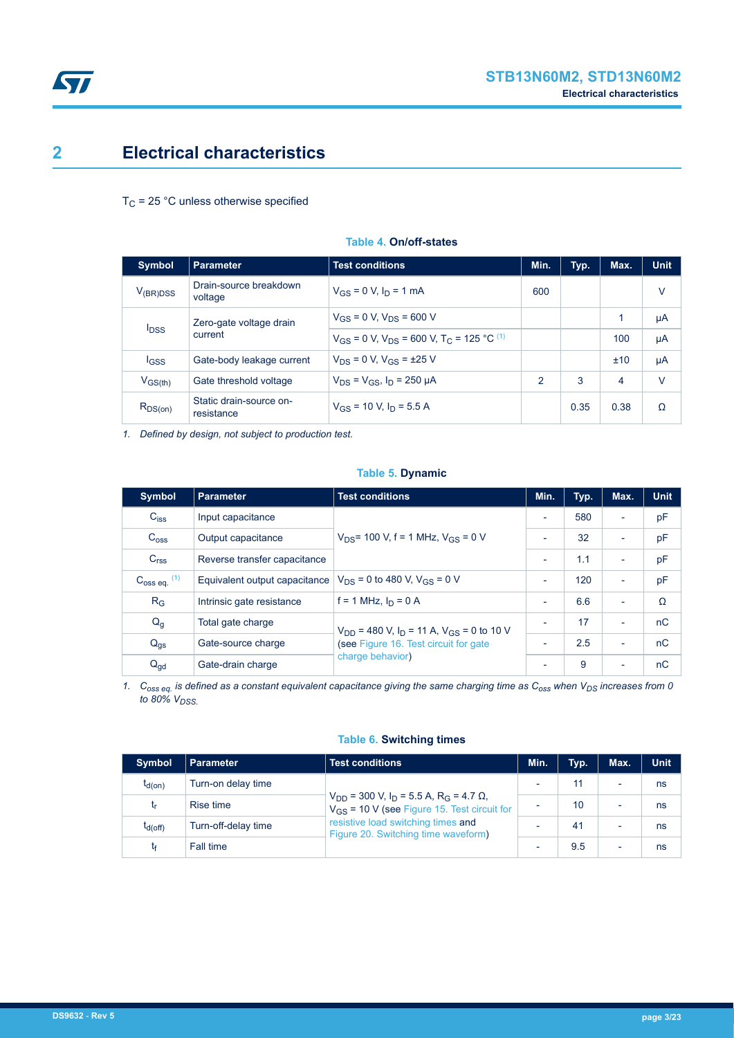## 2 Electrical characteristics

$T_C$ = 25 °C unless otherwise specified

**Table 4. On/off-states**

| Symbol | Parameter | Test conditions | Min. | Typ. | Max. | Unit |
|---|---|---|---|---|---|---|
| $V_{(BR)DSS}$ | Drain-source breakdown voltage | $V_{GS}$ = 0 V, $I_D$ = 1 mA | 600 | | | V |
| $I_{DSS}$ | Zero-gate voltage drain current | $V_{GS}$ = 0 V, $V_{DS}$ = 600 V | | | 1 | µA |
| | | $V_{GS}$ = 0 V, $V_{DS}$ = 600 V, $T_C$ = 125 °C [(1)] | | | 100 | µA |
| $I_{GSS}$ | Gate-body leakage current | $V_{DS}$ = 0 V, $V_{GS}$ = ±25 V | | | ±10 | µA |
| $V_{GS(th)}$ | Gate threshold voltage | $V_{DS}$ = $V_{GS}$, $I_D$ = 250 µA | 2 | 3 | 4 | V |
| $R_{DS(on)}$ | Static drain-source on-resistance | $V_{GS}$ = 10 V, $I_D$ = 5.5 A | | 0.35 | 0.38 | Ω |

1. *Defined by design, not subject to production test.*

**Table 5. Dynamic**

| Symbol | Parameter | Test conditions | Min. | Typ. | Max. | Unit |
|---|---|---|---|---|---|---|
| $C_{iss}$ | Input capacitance | $V_{DS}$= 100 V, f = 1 MHz, $V_{GS}$ = 0 V | - | 580 | - | pF |
| $C_{oss}$ | Output capacitance | | - | 32 | - | pF |
| $C_{rss}$ | Reverse transfer capacitance | | - | 1.1 | - | pF |
| $C_{oss\ eq.}$ [(1)] | Equivalent output capacitance | $V_{DS}$ = 0 to 480 V, $V_{GS}$ = 0 V | - | 120 | - | pF |
| $R_G$ | Intrinsic gate resistance | f = 1 MHz, $I_D$ = 0 A | - | 6.6 | - | Ω |
| $Q_g$ | Total gate charge | $V_{DD}$ = 480 V, $I_D$ = 11 A, $V_{GS}$ = 0 to 10 V (see Figure 16. Test circuit for gate charge behavior) | - | 17 | - | nC |
| $Q_{gs}$ | Gate-source charge | | - | 2.5 | - | nC |
| $Q_{gd}$ | Gate-drain charge | | - | 9 | - | nC |

1. *$C_{oss\ eq.}$ is defined as a constant equivalent capacitance giving the same charging time as $C_{oss}$ when $V_{DS}$ increases from 0 to 80% $V_{DSS}$.*

**Table 6. Switching times**

| Symbol | Parameter | Test conditions | Min. | Typ. | Max. | Unit |
|---|---|---|---|---|---|---|
| $t_{d(on)}$ | Turn-on delay time | $V_{DD}$ = 300 V, $I_D$ = 5.5 A, $R_G$ = 4.7 Ω, $V_{GS}$ = 10 V (see Figure 15. Test circuit for resistive load switching times and Figure 20. Switching time waveform) | - | 11 | - | ns |
| $t_r$ | Rise time | | - | 10 | - | ns |
| $t_{d(off)}$ | Turn-off-delay time | | - | 41 | - | ns |
| $t_f$ | Fall time | | - | 9.5 | - | ns |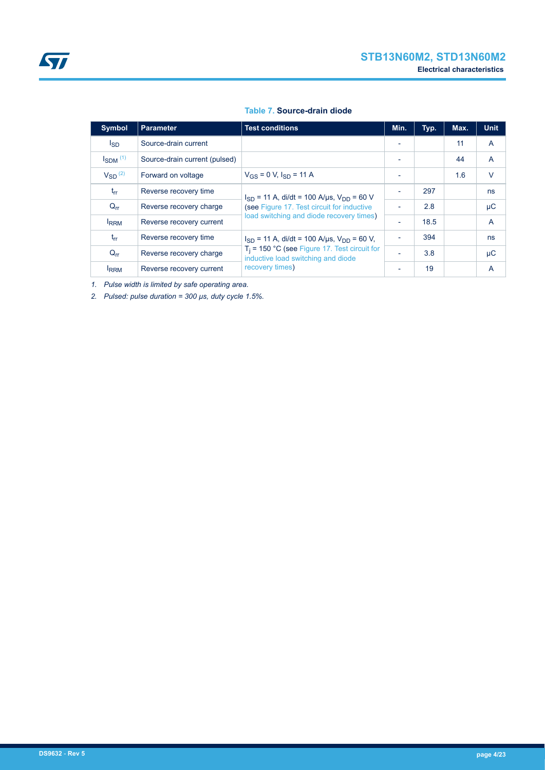**Table 7. Source-drain diode**

| Symbol | Parameter | Test conditions | Min. | Typ. | Max. | Unit |
|---|---|---|---|---|---|---|
| $I_{SD}$ | Source-drain current | | - | | 11 | A |
| $I_{SDM}$ (1) | Source-drain current (pulsed) | | - | | 44 | A |
| $V_{SD}$ (2) | Forward on voltage | $V_{GS}$ = 0 V, $I_{SD}$ = 11 A | - | | 1.6 | V |
| $t_{rr}$ | Reverse recovery time | $I_{SD}$ = 11 A, di/dt = 100 A/µs, $V_{DD}$ = 60 V (see Figure 17. Test circuit for inductive load switching and diode recovery times) | - | 297 | | ns |
| $Q_{rr}$ | Reverse recovery charge | | - | 2.8 | | µC |
| $I_{RRM}$ | Reverse recovery current | | - | 18.5 | | A |
| $t_{rr}$ | Reverse recovery time | $I_{SD}$ = 11 A, di/dt = 100 A/µs, $V_{DD}$ = 60 V, $T_j$ = 150 °C (see Figure 17. Test circuit for inductive load switching and diode recovery times) | - | 394 | | ns |
| $Q_{rr}$ | Reverse recovery charge | | - | 3.8 | | µC |
| $I_{RRM}$ | Reverse recovery current | | - | 19 | | A |

1. *Pulse width is limited by safe operating area.*
2. *Pulsed: pulse duration = 300 µs, duty cycle 1.5%.*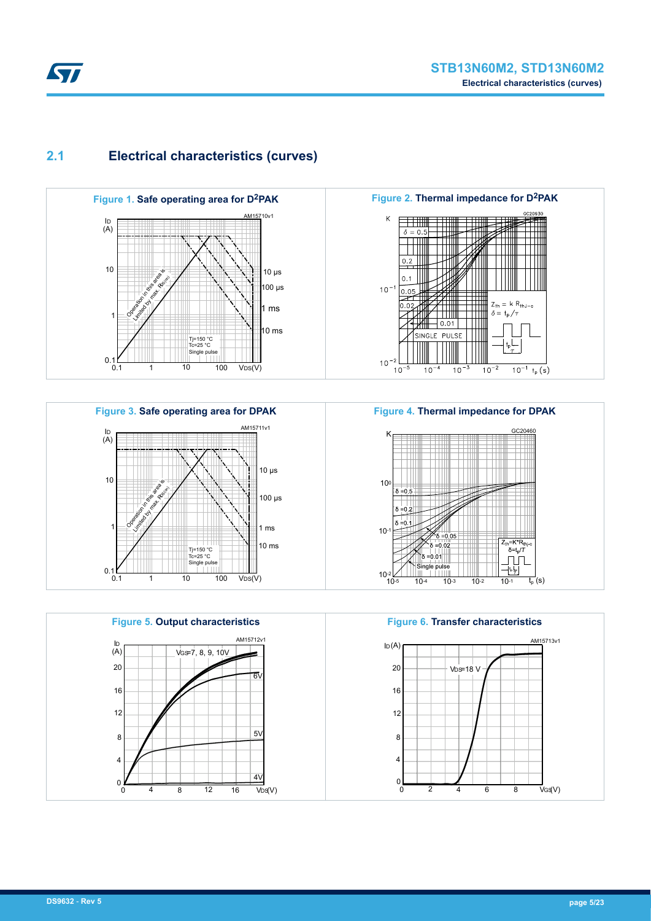## 2.1 Electrical characteristics (curves)

**Figure 1. Safe operating area for D²PAK**

**Figure 2. Thermal impedance for D²PAK**

**Figure 3. Safe operating area for DPAK**

**Figure 4. Thermal impedance for DPAK**

**Figure 5. Output characteristics**

**Figure 6. Transfer characteristics**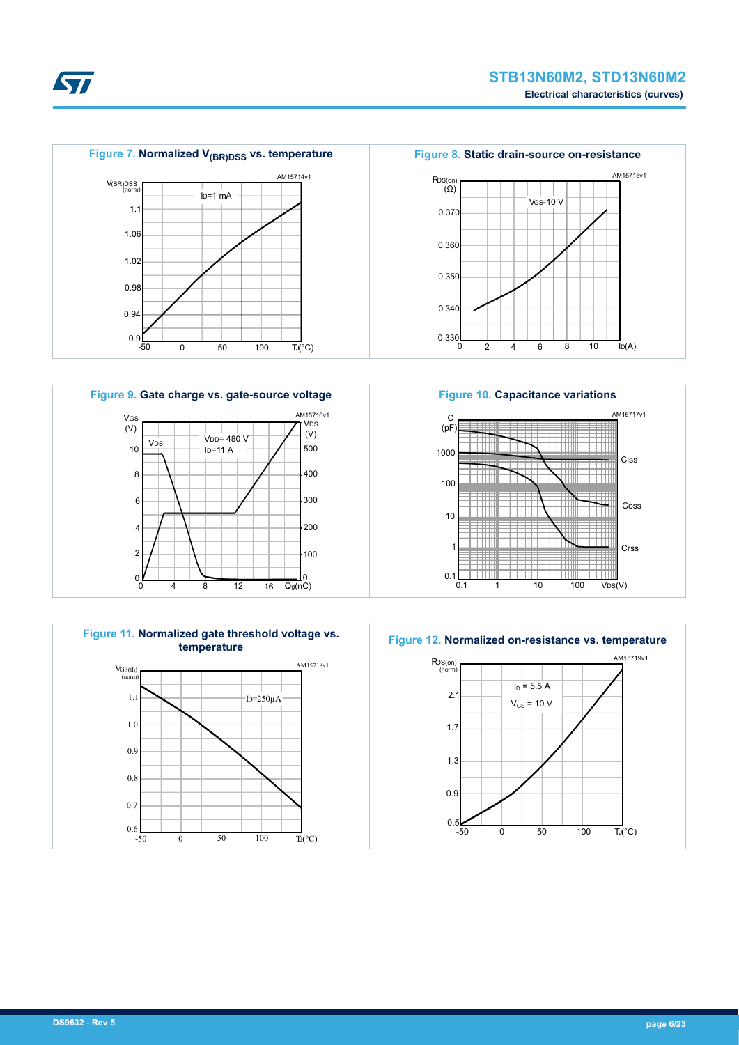Figure 7. Normalized $V_{(BR)DSS}$ vs. temperature

Figure 8. Static drain-source on-resistance

Figure 9. Gate charge vs. gate-source voltage

Figure 10. Capacitance variations

Figure 11. Normalized gate threshold voltage vs. temperature

Figure 12. Normalized on-resistance vs. temperature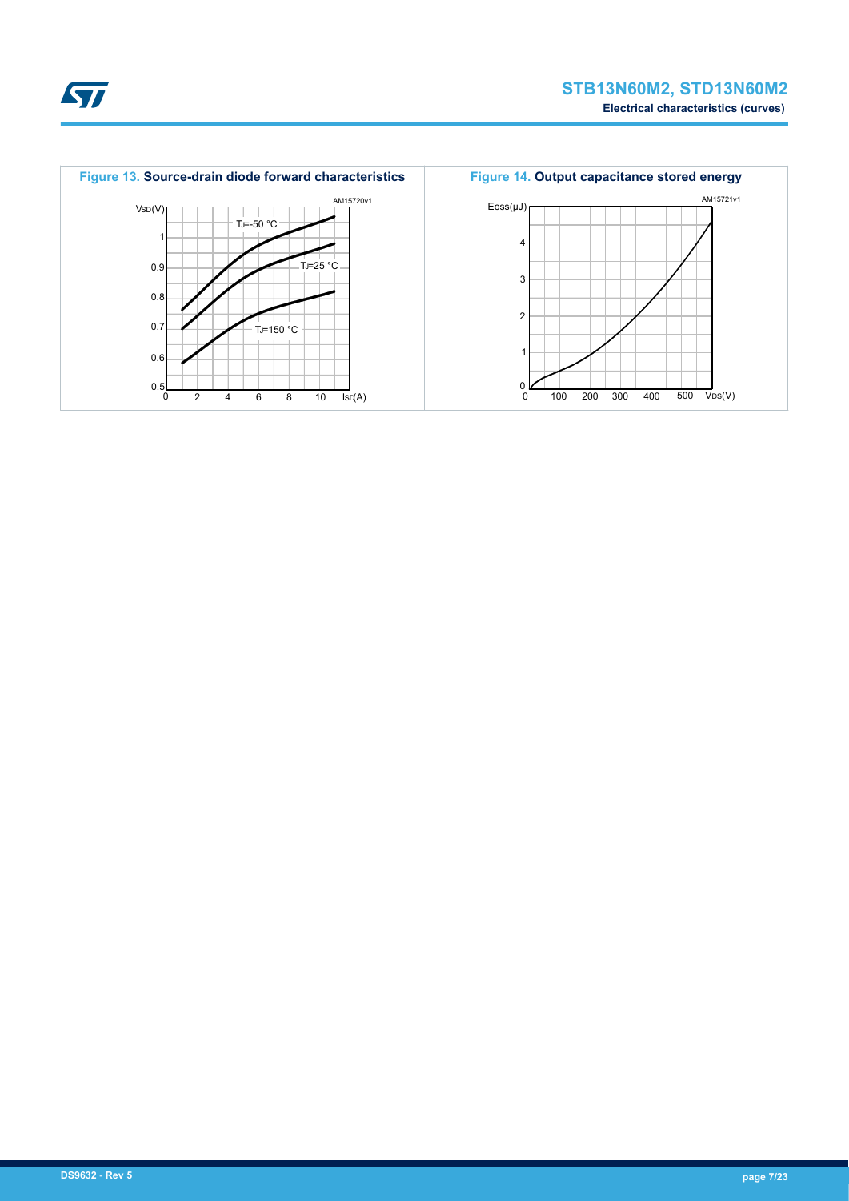**Figure 13. Source-drain diode forward characteristics**

**Figure 14. Output capacitance stored energy**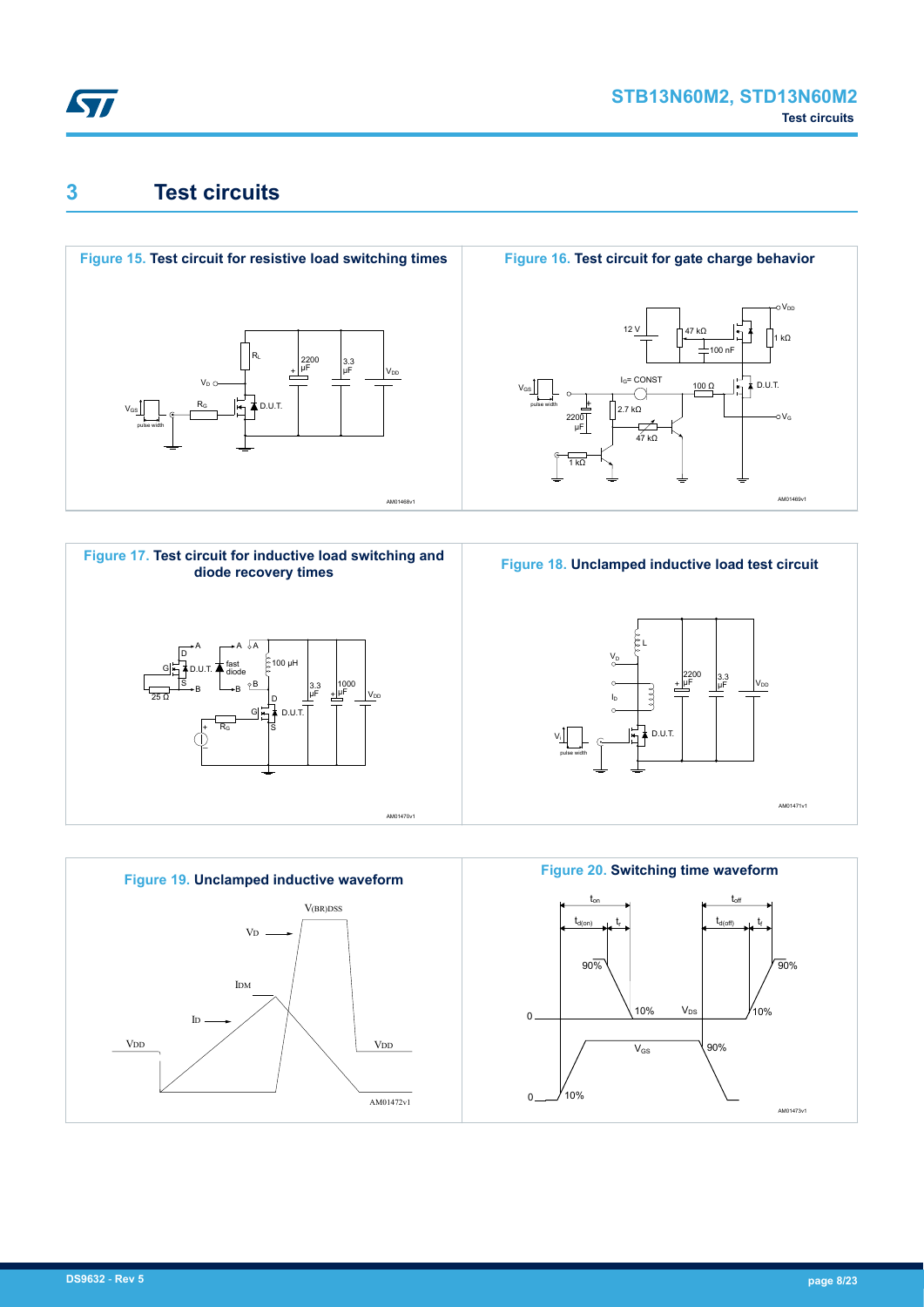# 3 Test circuits

**Figure 15. Test circuit for resistive load switching times**

**Figure 16. Test circuit for gate charge behavior**

**Figure 17. Test circuit for inductive load switching and diode recovery times**

**Figure 18. Unclamped inductive load test circuit**

**Figure 19. Unclamped inductive waveform**

**Figure 20. Switching time waveform**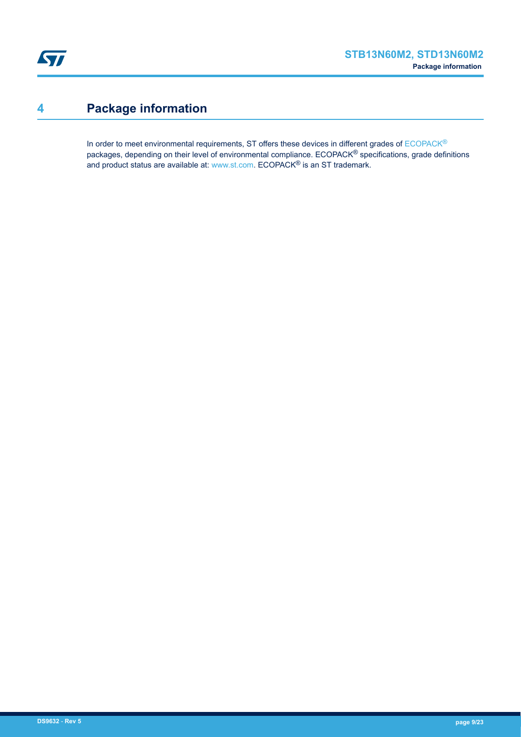# 4 Package information

In order to meet environmental requirements, ST offers these devices in different grades of ECOPACK® packages, depending on their level of environmental compliance. ECOPACK® specifications, grade definitions and product status are available at: www.st.com. ECOPACK® is an ST trademark.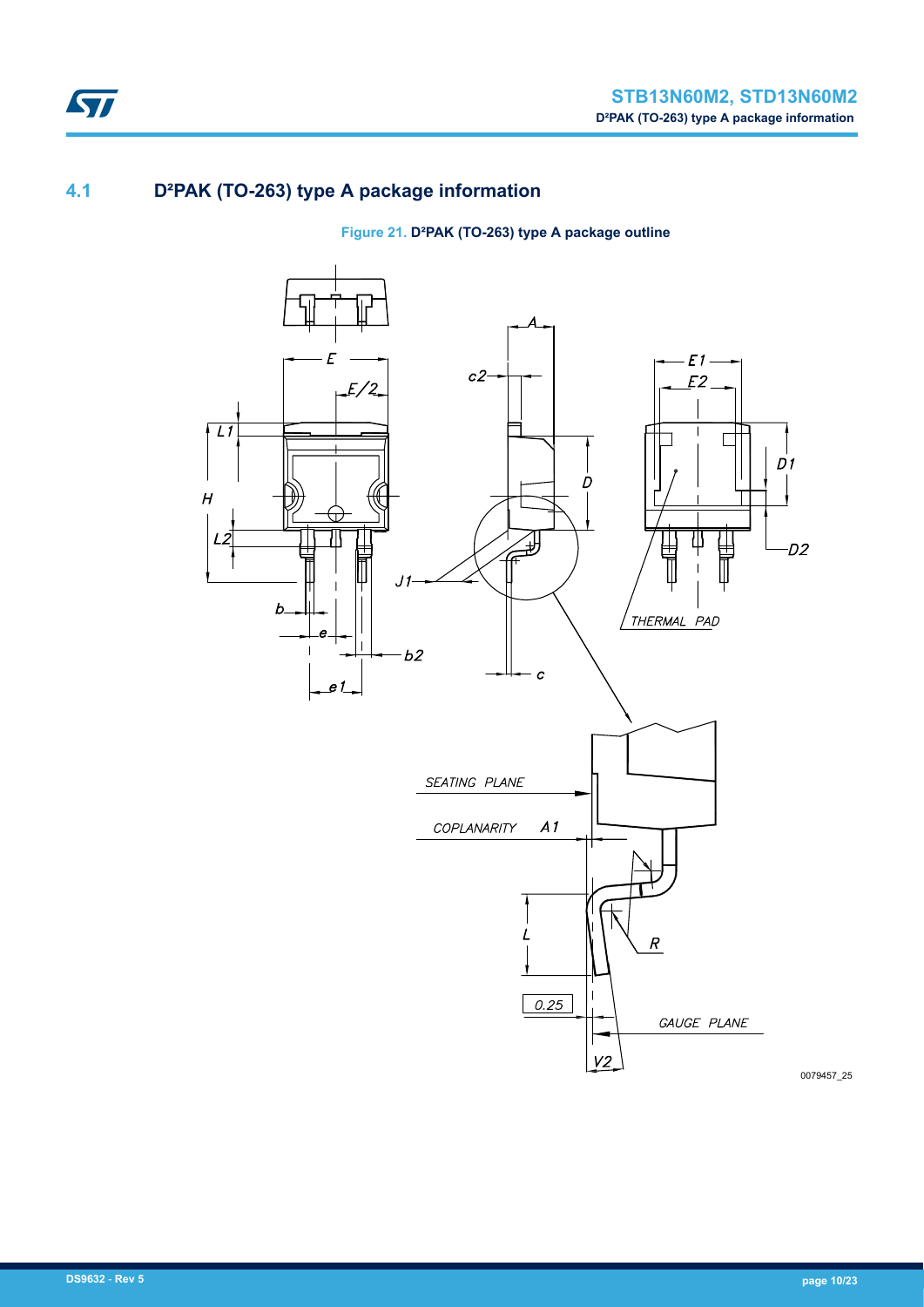## 4.1 D²PAK (TO-263) type A package information

**Figure 21.** D²PAK (TO-263) type A package outline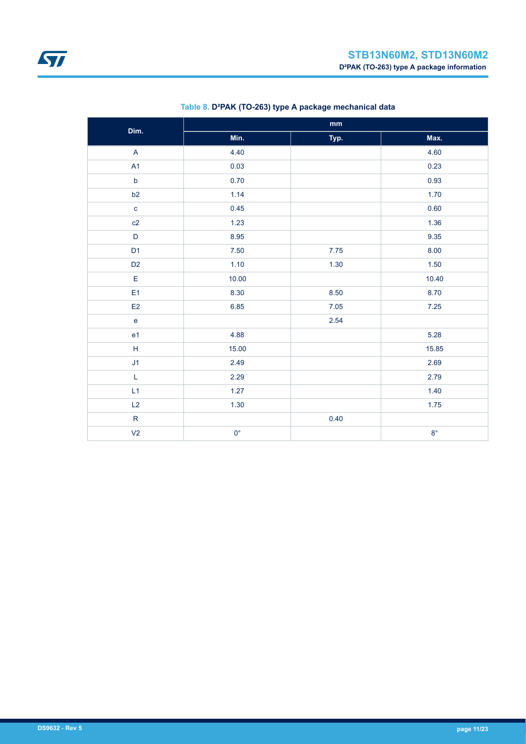**Table 8. D²PAK (TO-263) type A package mechanical data**

| Dim. | mm | | |
|---|---|---|---|
| | Min. | Typ. | Max. |
| A | 4.40 | | 4.60 |
| A1 | 0.03 | | 0.23 |
| b | 0.70 | | 0.93 |
| b2 | 1.14 | | 1.70 |
| c | 0.45 | | 0.60 |
| c2 | 1.23 | | 1.36 |
| D | 8.95 | | 9.35 |
| D1 | 7.50 | 7.75 | 8.00 |
| D2 | 1.10 | 1.30 | 1.50 |
| E | 10.00 | | 10.40 |
| E1 | 8.30 | 8.50 | 8.70 |
| E2 | 6.85 | 7.05 | 7.25 |
| e | | 2.54 | |
| e1 | 4.88 | | 5.28 |
| H | 15.00 | | 15.85 |
| J1 | 2.49 | | 2.69 |
| L | 2.29 | | 2.79 |
| L1 | 1.27 | | 1.40 |
| L2 | 1.30 | | 1.75 |
| R | | 0.40 | |
| V2 | 0° | | 8° |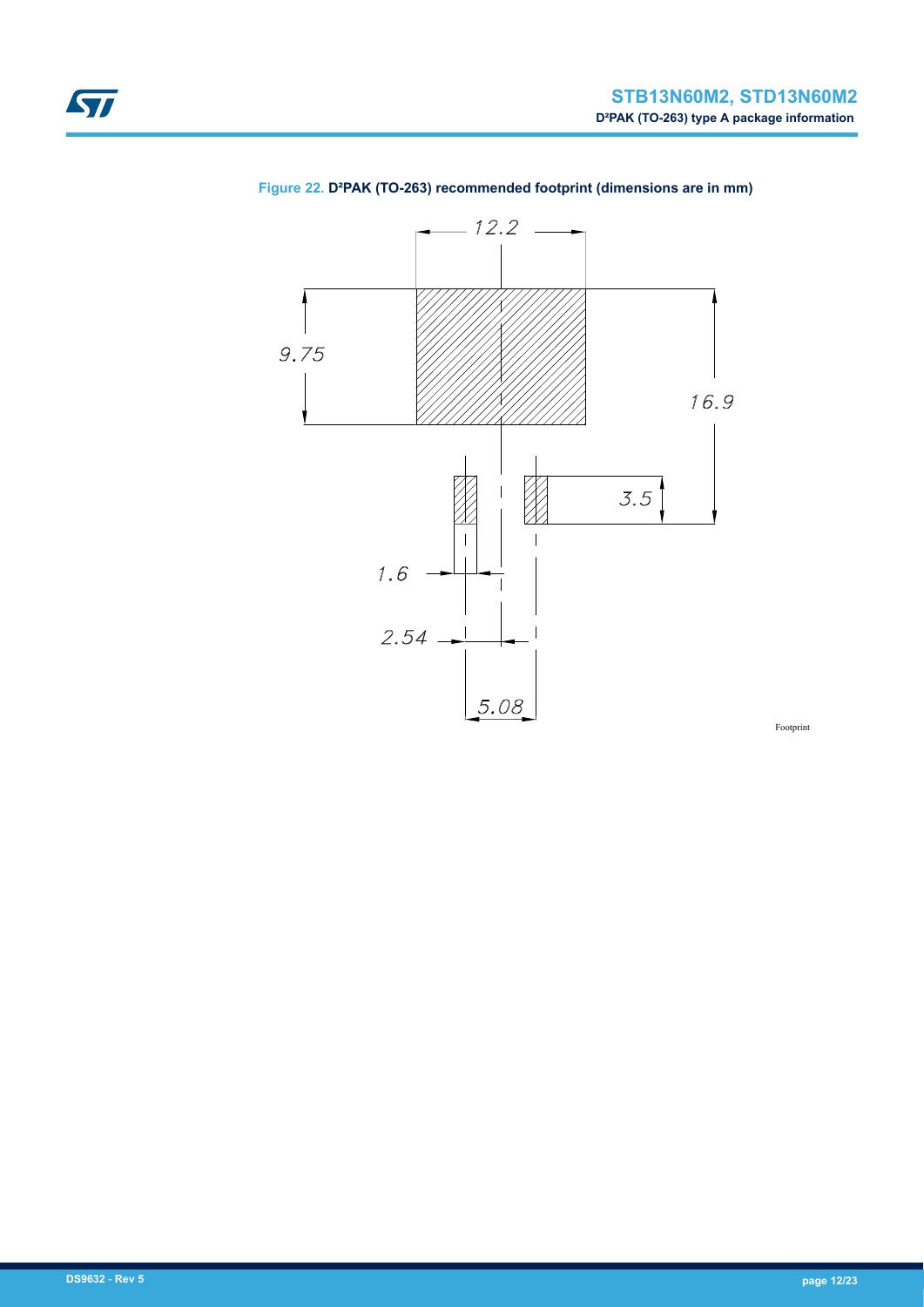**Figure 22. D²PAK (TO-263) recommended footprint (dimensions are in mm)**

12.2

9.75

16.9

3.5

1.6

2.54

5.08

Footprint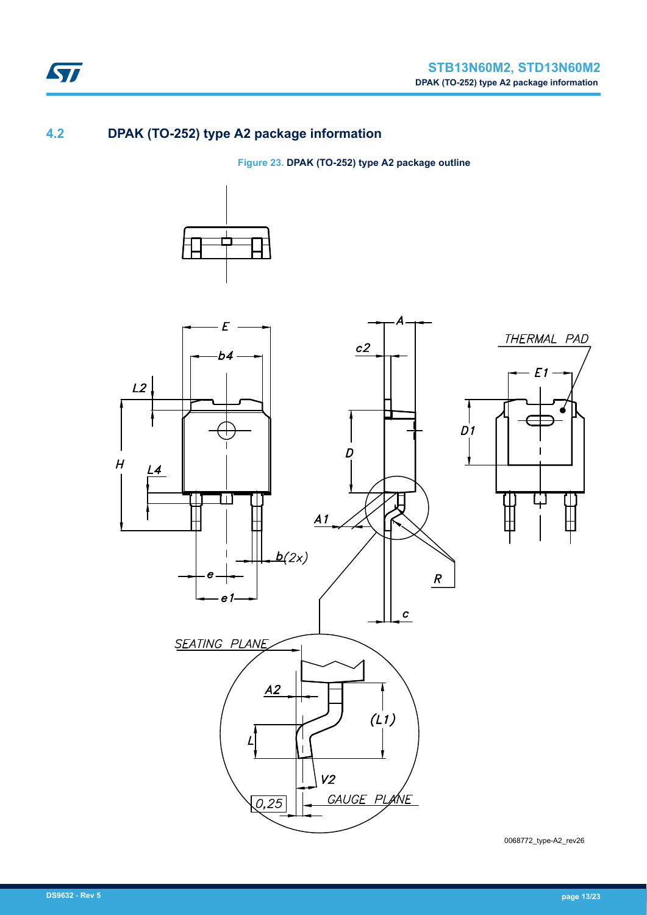## 4.2 DPAK (TO-252) type A2 package information

**Figure 23. DPAK (TO-252) type A2 package outline**

0068772_type-A2_rev26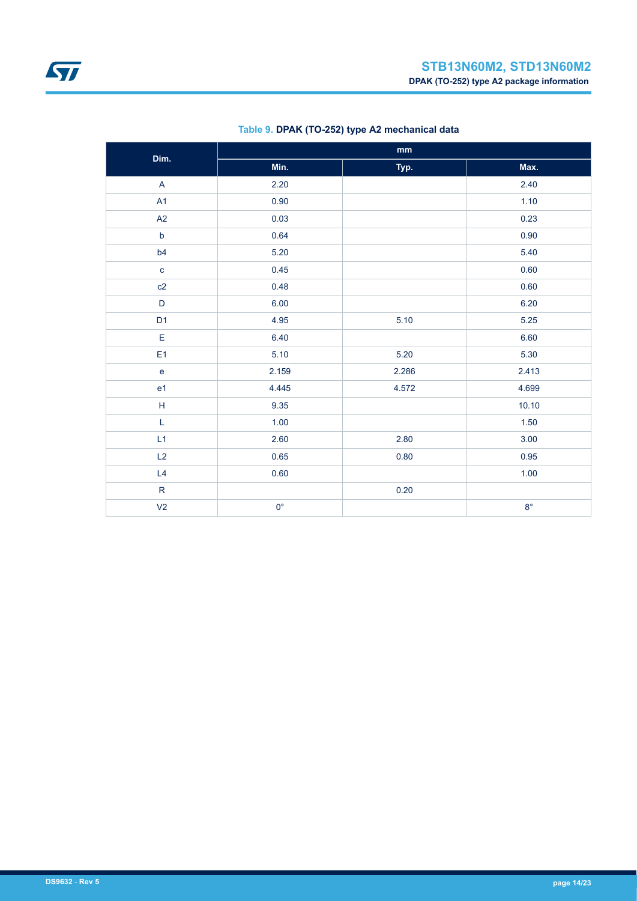Table 9. DPAK (TO-252) type A2 mechanical data

| Dim. | mm | | |
|---|---|---|---|
| | Min. | Typ. | Max. |
| A | 2.20 | | 2.40 |
| A1 | 0.90 | | 1.10 |
| A2 | 0.03 | | 0.23 |
| b | 0.64 | | 0.90 |
| b4 | 5.20 | | 5.40 |
| c | 0.45 | | 0.60 |
| c2 | 0.48 | | 0.60 |
| D | 6.00 | | 6.20 |
| D1 | 4.95 | 5.10 | 5.25 |
| E | 6.40 | | 6.60 |
| E1 | 5.10 | 5.20 | 5.30 |
| e | 2.159 | 2.286 | 2.413 |
| e1 | 4.445 | 4.572 | 4.699 |
| H | 9.35 | | 10.10 |
| L | 1.00 | | 1.50 |
| L1 | 2.60 | 2.80 | 3.00 |
| L2 | 0.65 | 0.80 | 0.95 |
| L4 | 0.60 | | 1.00 |
| R | | 0.20 | |
| V2 | 0° | | 8° |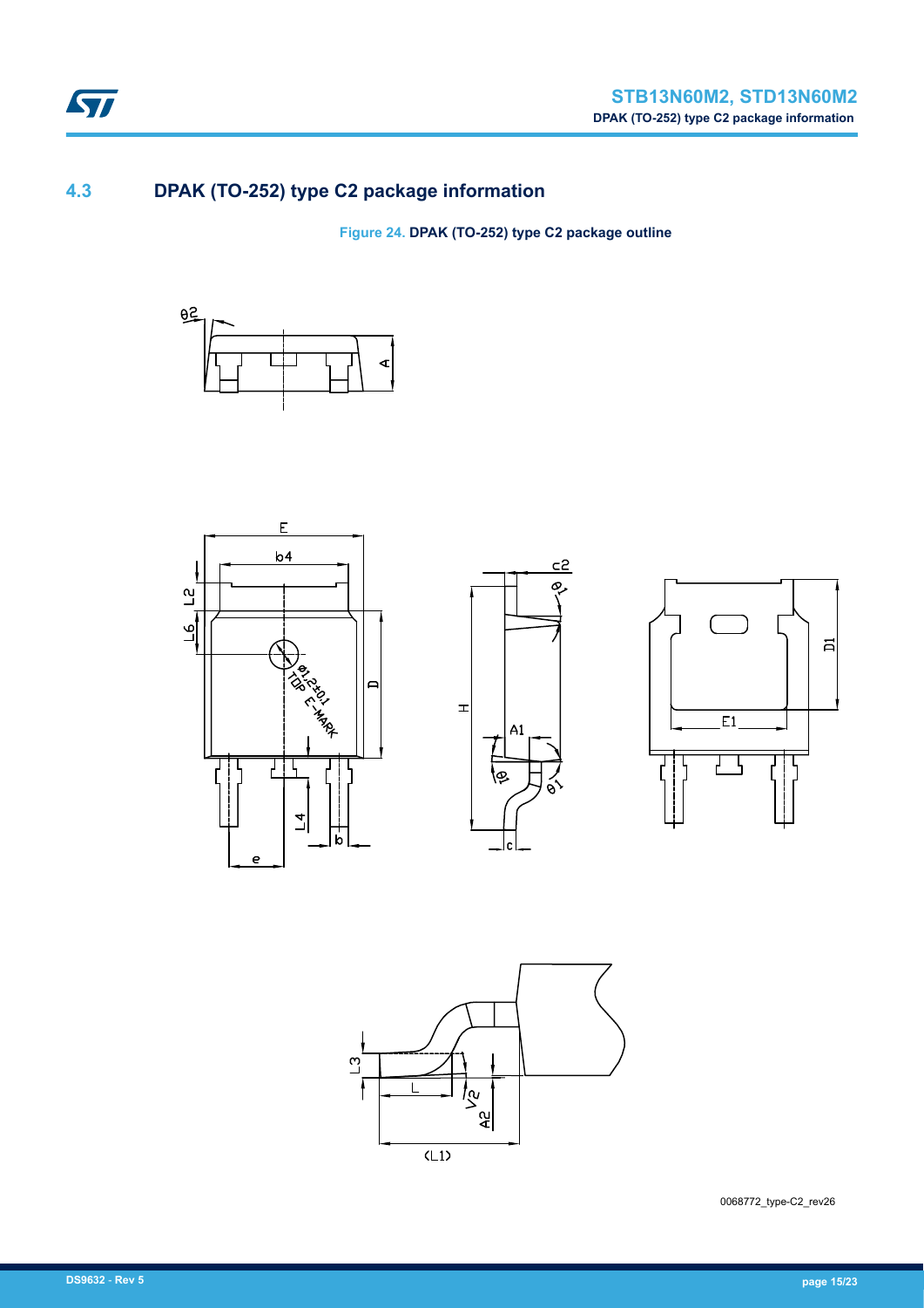## 4.3 DPAK (TO-252) type C2 package information

**Figure 24.** DPAK (TO-252) type C2 package outline

0068772_type-C2_rev26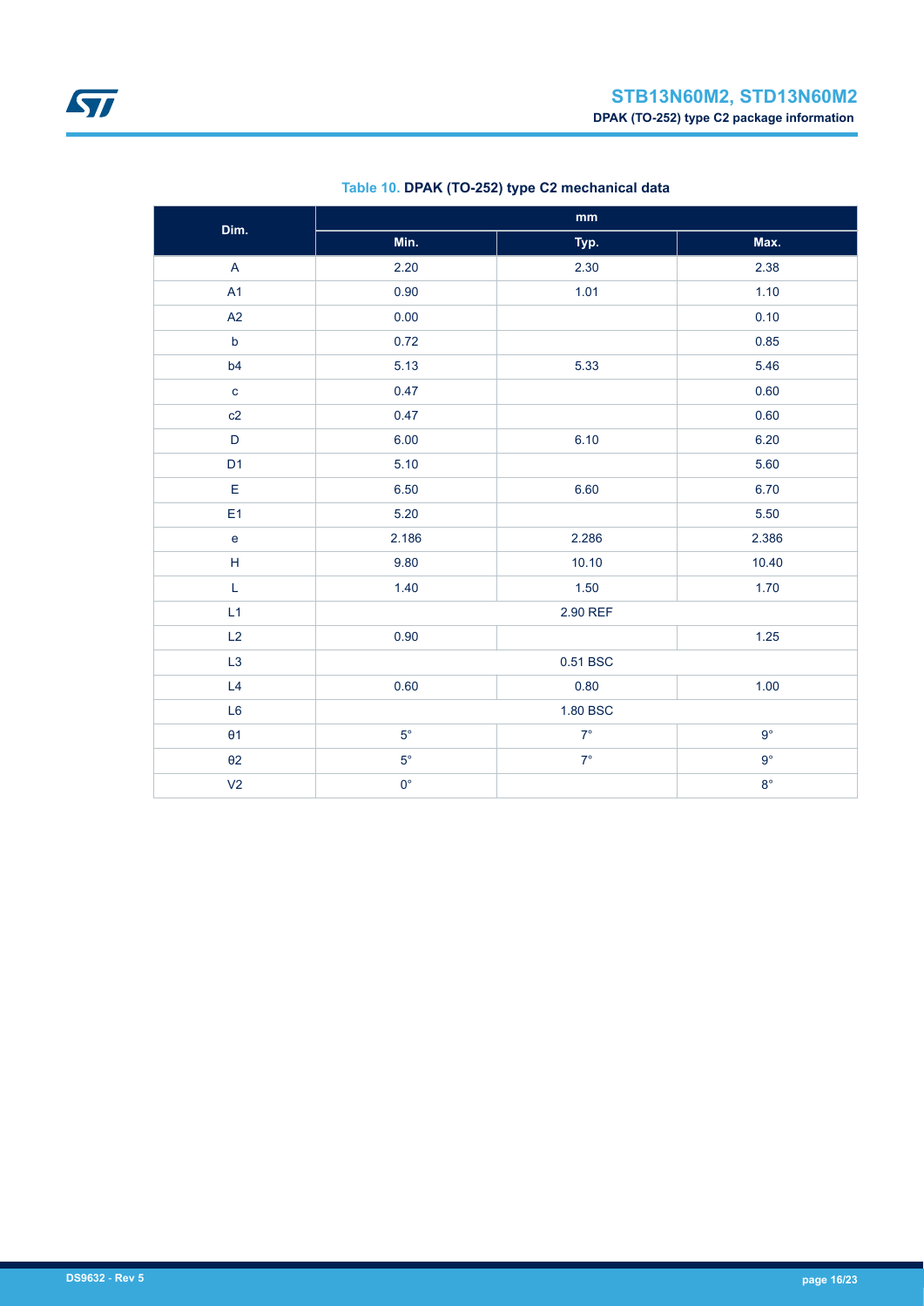**Table 10. DPAK (TO-252) type C2 mechanical data**

| Dim. | mm | | |
|---|---|---|---|
| | Min. | Typ. | Max. |
| A | 2.20 | 2.30 | 2.38 |
| A1 | 0.90 | 1.01 | 1.10 |
| A2 | 0.00 | | 0.10 |
| b | 0.72 | | 0.85 |
| b4 | 5.13 | 5.33 | 5.46 |
| c | 0.47 | | 0.60 |
| c2 | 0.47 | | 0.60 |
| D | 6.00 | 6.10 | 6.20 |
| D1 | 5.10 | | 5.60 |
| E | 6.50 | 6.60 | 6.70 |
| E1 | 5.20 | | 5.50 |
| e | 2.186 | 2.286 | 2.386 |
| H | 9.80 | 10.10 | 10.40 |
| L | 1.40 | 1.50 | 1.70 |
| L1 | | 2.90 REF | |
| L2 | 0.90 | | 1.25 |
| L3 | | 0.51 BSC | |
| L4 | 0.60 | 0.80 | 1.00 |
| L6 | | 1.80 BSC | |
| θ1 | 5° | 7° | 9° |
| θ2 | 5° | 7° | 9° |
| V2 | 0° | | 8° |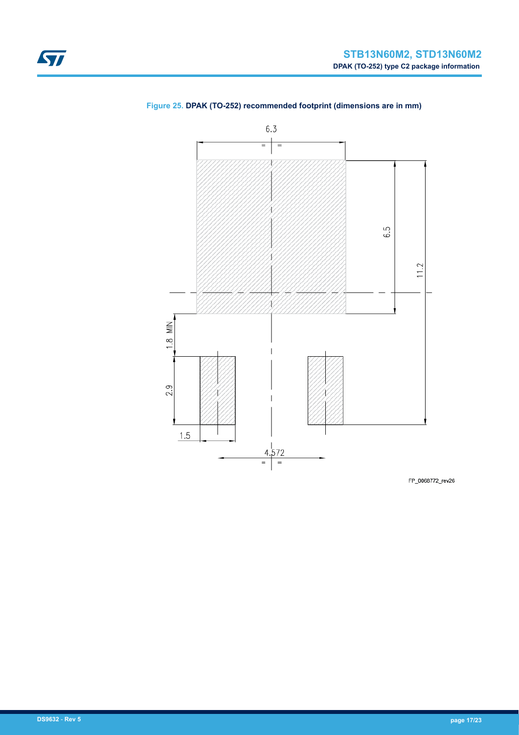**Figure 25. DPAK (TO-252) recommended footprint (dimensions are in mm)**

6.3

6.5

11.2

1.8 MIN

2.9

1.5

4.572

FP_0068772_rev26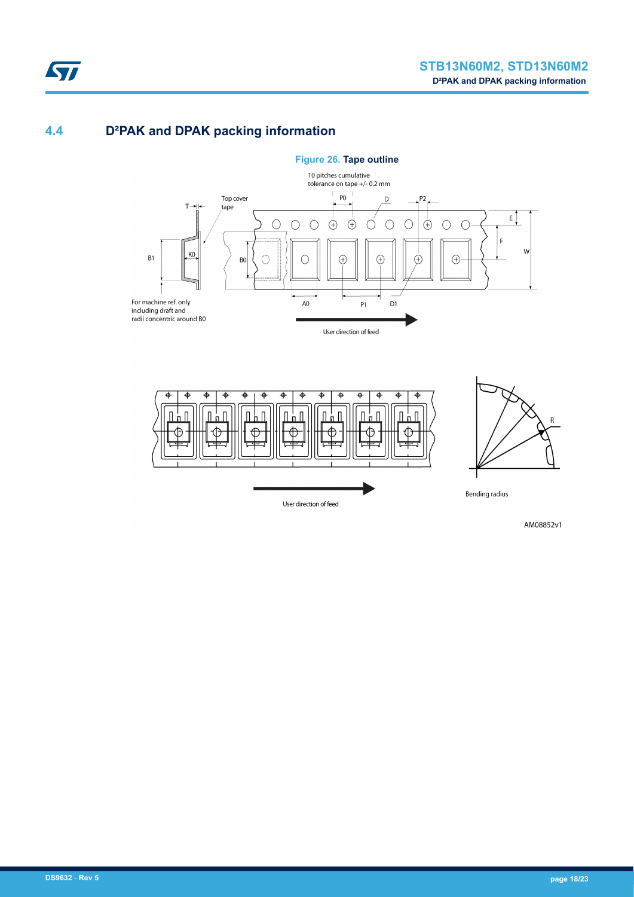## 4.4 D²PAK and DPAK packing information

**Figure 26. Tape outline**

AM08852v1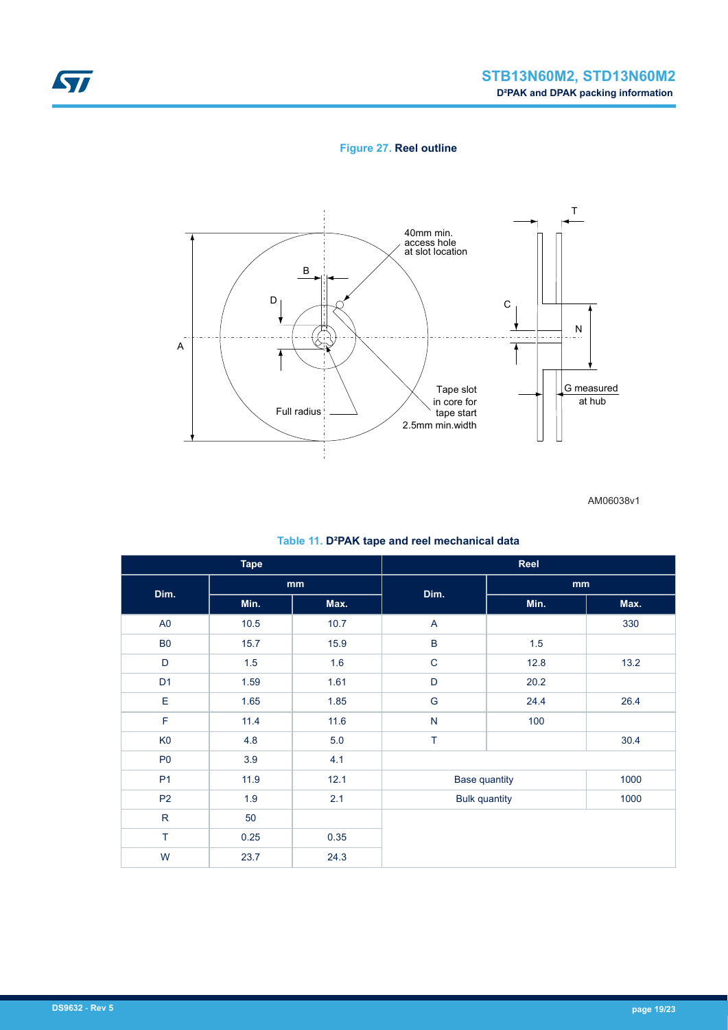**Figure 27. Reel outline**

40mm min. access hole at slot location

B

D

A

C

N

T

G measured at hub

Tape slot in core for tape start 2.5mm min.width

Full radius

AM06038v1

**Table 11. D²PAK tape and reel mechanical data**

| Tape | | | Reel | | |
|---|---|---|---|---|---|
| Dim. | mm | | Dim. | mm | |
| | Min. | Max. | | Min. | Max. |
| A0 | 10.5 | 10.7 | A | | 330 |
| B0 | 15.7 | 15.9 | B | 1.5 | |
| D | 1.5 | 1.6 | C | 12.8 | 13.2 |
| D1 | 1.59 | 1.61 | D | 20.2 | |
| E | 1.65 | 1.85 | G | 24.4 | 26.4 |
| F | 11.4 | 11.6 | N | 100 | |
| K0 | 4.8 | 5.0 | T | | 30.4 |
| P0 | 3.9 | 4.1 | | | |
| P1 | 11.9 | 12.1 | Base quantity | | 1000 |
| P2 | 1.9 | 2.1 | Bulk quantity | | 1000 |
| R | 50 | | | | |
| T | 0.25 | 0.35 | | | |
| W | 23.7 | 24.3 | | | |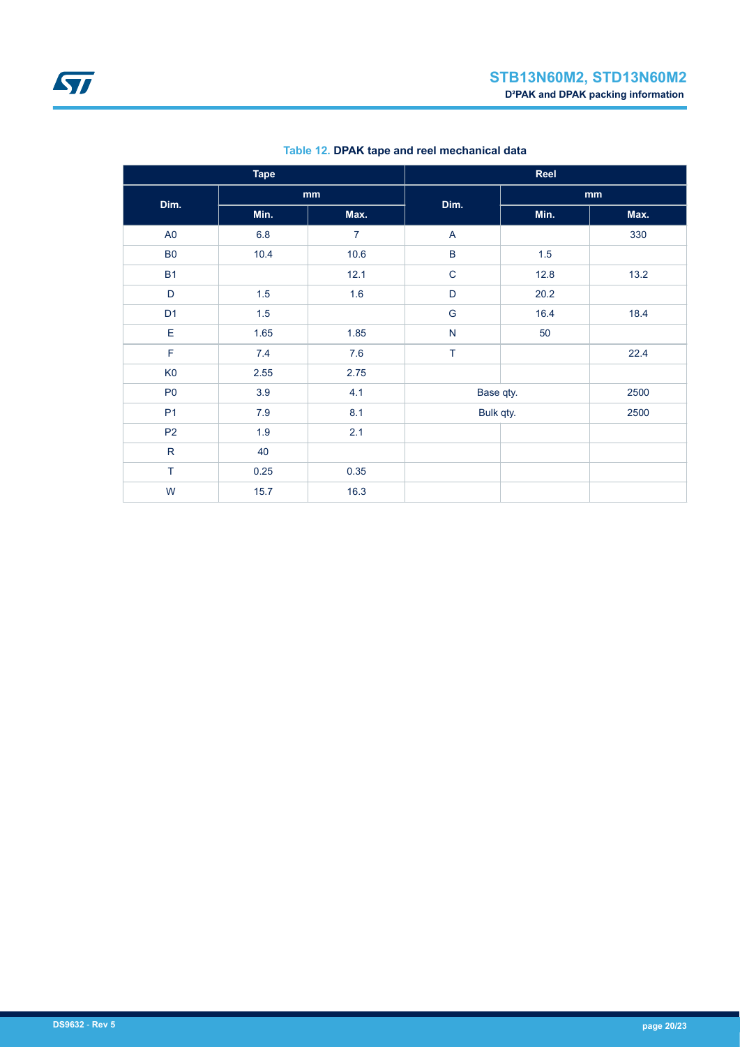**Table 12. DPAK tape and reel mechanical data**

| Tape | | | Reel | | |
|---|---|---|---|---|---|
| Dim. | mm | | Dim. | mm | |
| | Min. | Max. | | Min. | Max. |
| A0 | 6.8 | 7 | A | | 330 |
| B0 | 10.4 | 10.6 | B | 1.5 | |
| B1 | | 12.1 | C | 12.8 | 13.2 |
| D | 1.5 | 1.6 | D | 20.2 | |
| D1 | 1.5 | | G | 16.4 | 18.4 |
| E | 1.65 | 1.85 | N | 50 | |
| F | 7.4 | 7.6 | T | | 22.4 |
| K0 | 2.55 | 2.75 | | | |
| P0 | 3.9 | 4.1 | Base qty. | | 2500 |
| P1 | 7.9 | 8.1 | Bulk qty. | | 2500 |
| P2 | 1.9 | 2.1 | | | |
| R | 40 | | | | |
| T | 0.25 | 0.35 | | | |
| W | 15.7 | 16.3 | | | |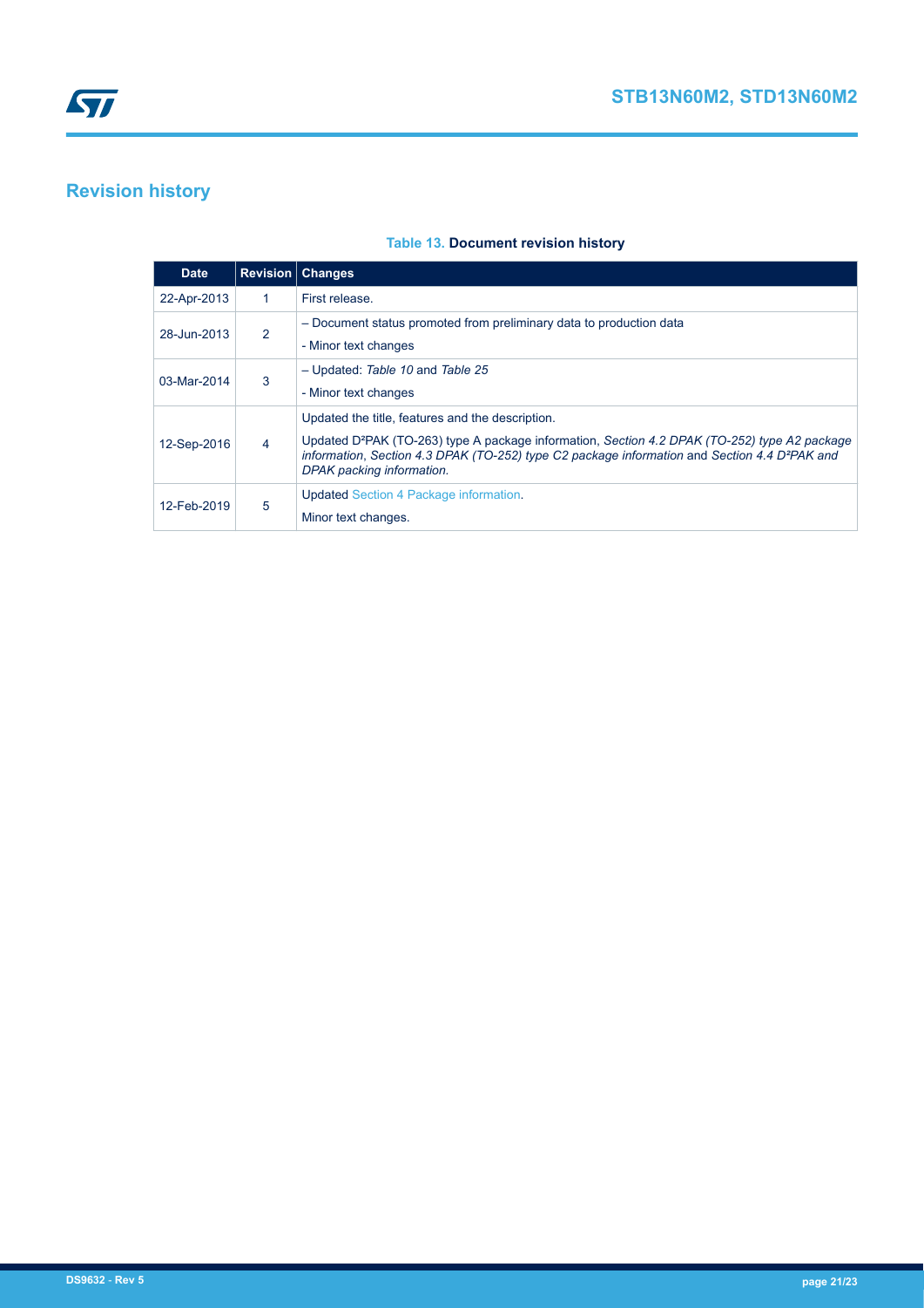# Revision history

**Table 13. Document revision history**

| Date | Revision | Changes |
| --- | --- | --- |
| 22-Apr-2013 | 1 | First release. |
| 28-Jun-2013 | 2 | – Document status promoted from preliminary data to production data<br>- Minor text changes |
| 03-Mar-2014 | 3 | – Updated: *Table 10* and *Table 25*<br>- Minor text changes |
| 12-Sep-2016 | 4 | Updated the title, features and the description.<br>Updated D²PAK (TO-263) type A package information, *Section 4.2 DPAK (TO-252) type A2 package information*, *Section 4.3 DPAK (TO-252) type C2 package information* and *Section 4.4 D²PAK and DPAK packing information.* |
| 12-Feb-2019 | 5 | Updated Section 4 Package information.<br>Minor text changes. |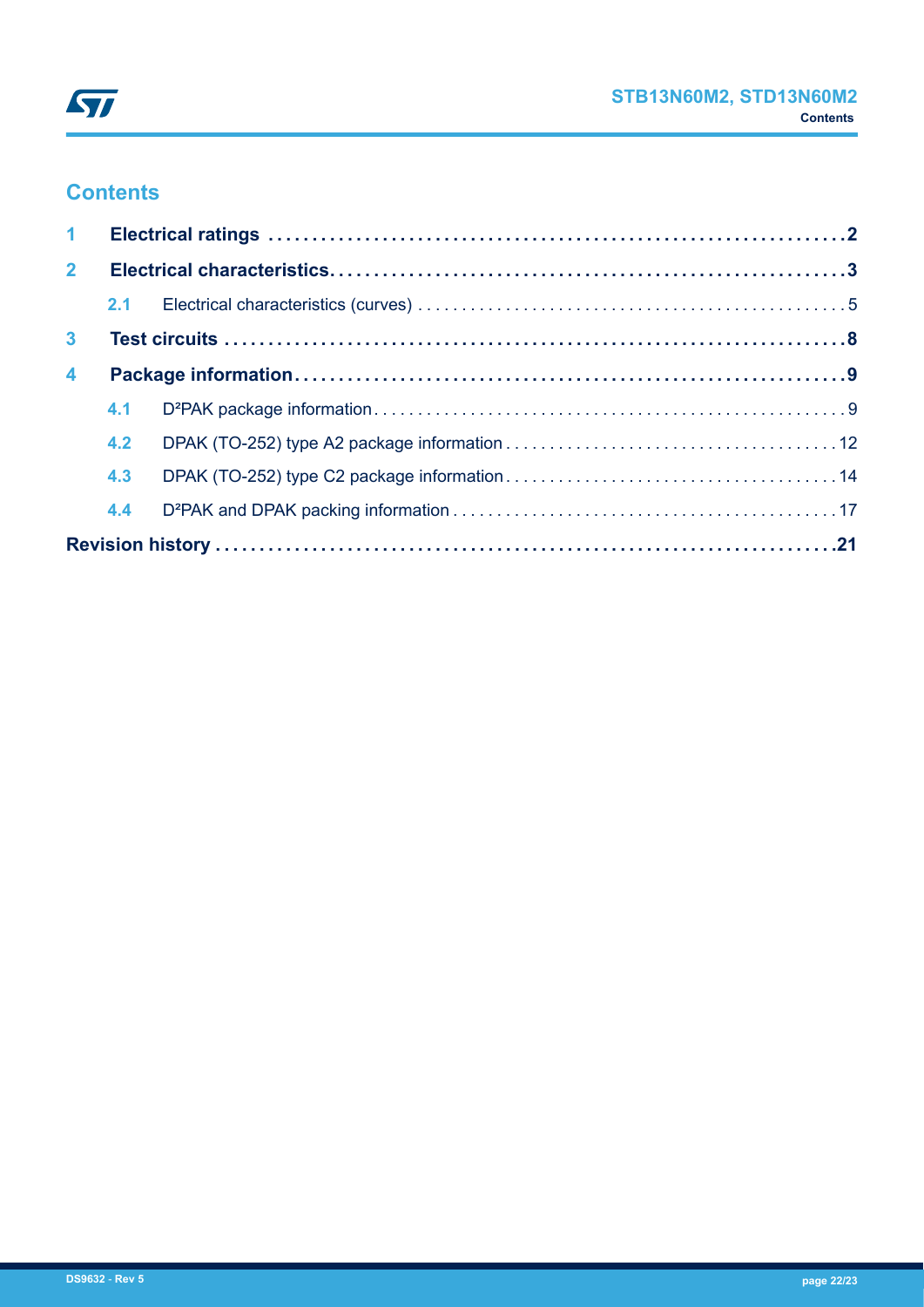# Contents

**1 Electrical ratings** .......... **2**

**2 Electrical characteristics** .......... **3**

- 2.1 Electrical characteristics (curves) .......... 5

**3 Test circuits** .......... **8**

**4 Package information** .......... **9**

- 4.1 D²PAK package information .......... 9
- 4.2 DPAK (TO-252) type A2 package information .......... 12
- 4.3 DPAK (TO-252) type C2 package information .......... 14
- 4.4 D²PAK and DPAK packing information .......... 17

**Revision history** .......... **21**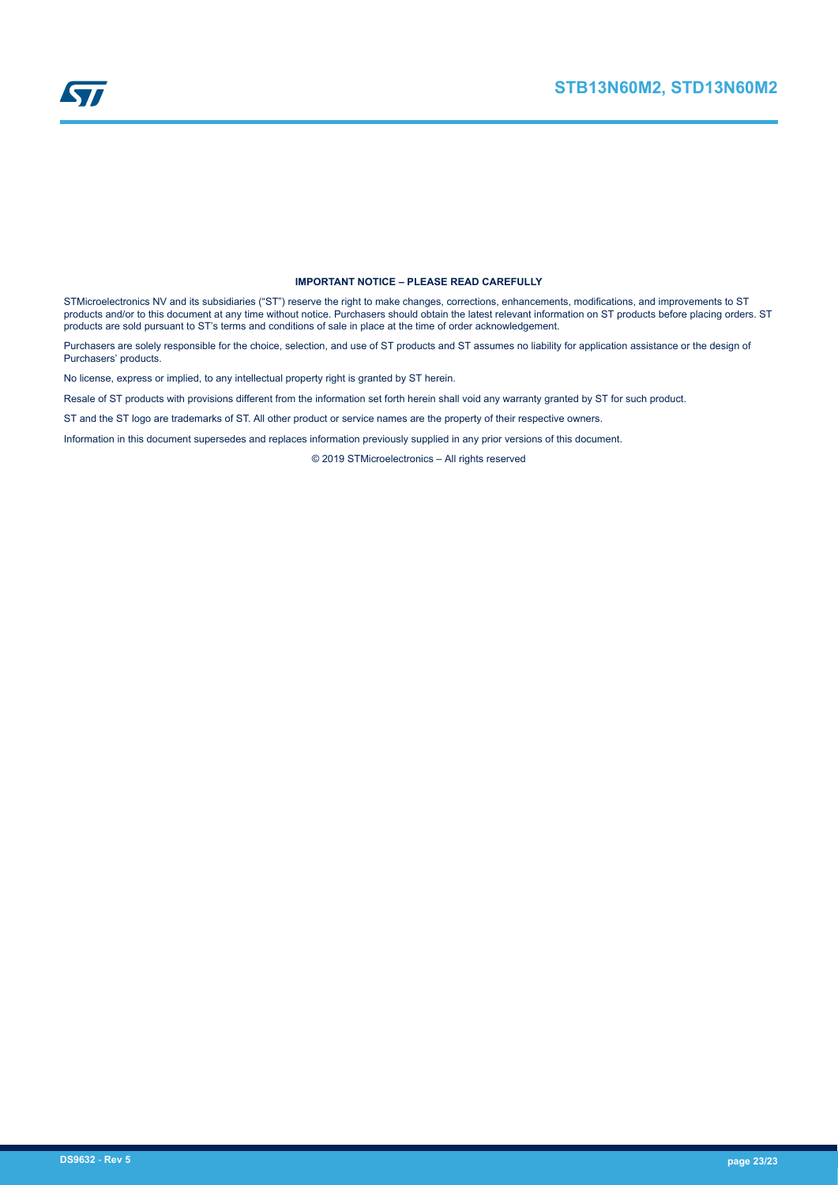**IMPORTANT NOTICE – PLEASE READ CAREFULLY**

STMicroelectronics NV and its subsidiaries ("ST") reserve the right to make changes, corrections, enhancements, modifications, and improvements to ST products and/or to this document at any time without notice. Purchasers should obtain the latest relevant information on ST products before placing orders. ST products are sold pursuant to ST's terms and conditions of sale in place at the time of order acknowledgement.

Purchasers are solely responsible for the choice, selection, and use of ST products and ST assumes no liability for application assistance or the design of Purchasers' products.

No license, express or implied, to any intellectual property right is granted by ST herein.

Resale of ST products with provisions different from the information set forth herein shall void any warranty granted by ST for such product.

ST and the ST logo are trademarks of ST. All other product or service names are the property of their respective owners.

Information in this document supersedes and replaces information previously supplied in any prior versions of this document.

© 2019 STMicroelectronics – All rights reserved